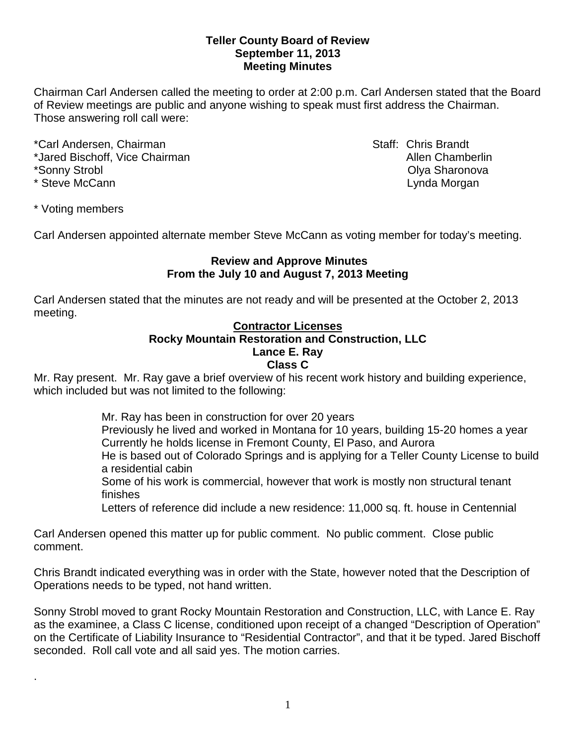**Teller County Board of Review**
**September 11, 2013**
**Meeting Minutes**

Chairman Carl Andersen called the meeting to order at 2:00 p.m. Carl Andersen stated that the Board of Review meetings are public and anyone wishing to speak must first address the Chairman. Those answering roll call were:

*Carl Andersen, Chairman
*Jared Bischoff, Vice Chairman
*Sonny Strobl
* Steve McCann

Staff: Chris Brandt
Allen Chamberlin
Olya Sharonova
Lynda Morgan

* Voting members

Carl Andersen appointed alternate member Steve McCann as voting member for today's meeting.

**Review and Approve Minutes**
**From the July 10 and August 7, 2013 Meeting**

Carl Andersen stated that the minutes are not ready and will be presented at the October 2, 2013 meeting.

**Contractor Licenses**
**Rocky Mountain Restoration and Construction, LLC**
**Lance E. Ray**
**Class C**

Mr. Ray present. Mr. Ray gave a brief overview of his recent work history and building experience, which included but was not limited to the following:

Mr. Ray has been in construction for over 20 years
Previously he lived and worked in Montana for 10 years, building 15-20 homes a year
Currently he holds license in Fremont County, El Paso, and Aurora
He is based out of Colorado Springs and is applying for a Teller County License to build a residential cabin
Some of his work is commercial, however that work is mostly non structural tenant finishes
Letters of reference did include a new residence: 11,000 sq. ft. house in Centennial

Carl Andersen opened this matter up for public comment. No public comment. Close public comment.

Chris Brandt indicated everything was in order with the State, however noted that the Description of Operations needs to be typed, not hand written.

Sonny Strobl moved to grant Rocky Mountain Restoration and Construction, LLC, with Lance E. Ray as the examinee, a Class C license, conditioned upon receipt of a changed "Description of Operation" on the Certificate of Liability Insurance to "Residential Contractor", and that it be typed. Jared Bischoff seconded. Roll call vote and all said yes. The motion carries.

.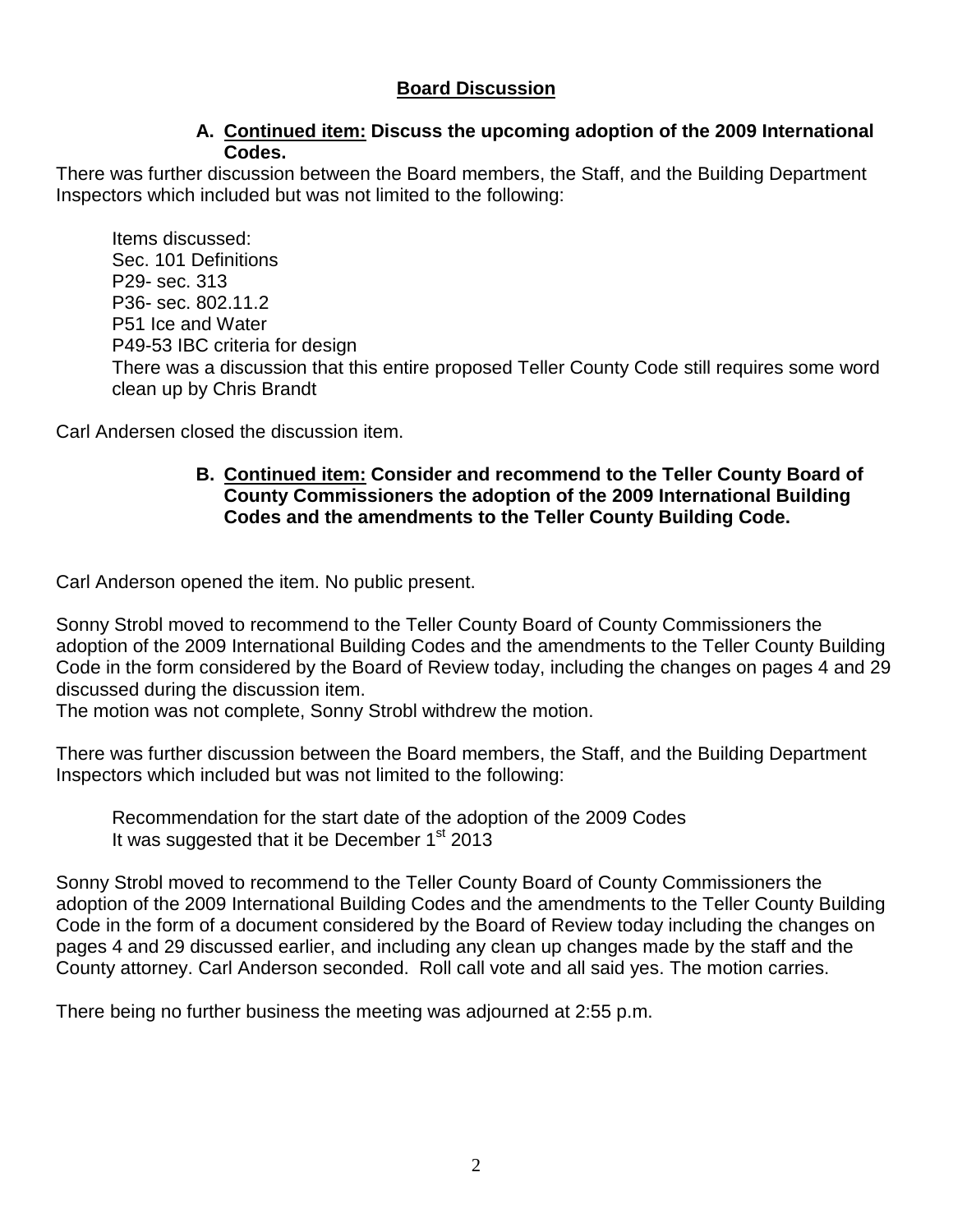## Board Discussion

**A. <u>Continued item:</u> Discuss the upcoming adoption of the 2009 International Codes.**

There was further discussion between the Board members, the Staff, and the Building Department Inspectors which included but was not limited to the following:

Items discussed:
Sec. 101 Definitions
P29- sec. 313
P36- sec. 802.11.2
P51 Ice and Water
P49-53 IBC criteria for design
There was a discussion that this entire proposed Teller County Code still requires some word clean up by Chris Brandt

Carl Andersen closed the discussion item.

**B. <u>Continued item:</u> Consider and recommend to the Teller County Board of County Commissioners the adoption of the 2009 International Building Codes and the amendments to the Teller County Building Code.**

Carl Anderson opened the item. No public present.

Sonny Strobl moved to recommend to the Teller County Board of County Commissioners the adoption of the 2009 International Building Codes and the amendments to the Teller County Building Code in the form considered by the Board of Review today, including the changes on pages 4 and 29 discussed during the discussion item.
The motion was not complete, Sonny Strobl withdrew the motion.

There was further discussion between the Board members, the Staff, and the Building Department Inspectors which included but was not limited to the following:

Recommendation for the start date of the adoption of the 2009 Codes
It was suggested that it be December 1st 2013

Sonny Strobl moved to recommend to the Teller County Board of County Commissioners the adoption of the 2009 International Building Codes and the amendments to the Teller County Building Code in the form of a document considered by the Board of Review today including the changes on pages 4 and 29 discussed earlier, and including any clean up changes made by the staff and the County attorney. Carl Anderson seconded. Roll call vote and all said yes. The motion carries.

There being no further business the meeting was adjourned at 2:55 p.m.